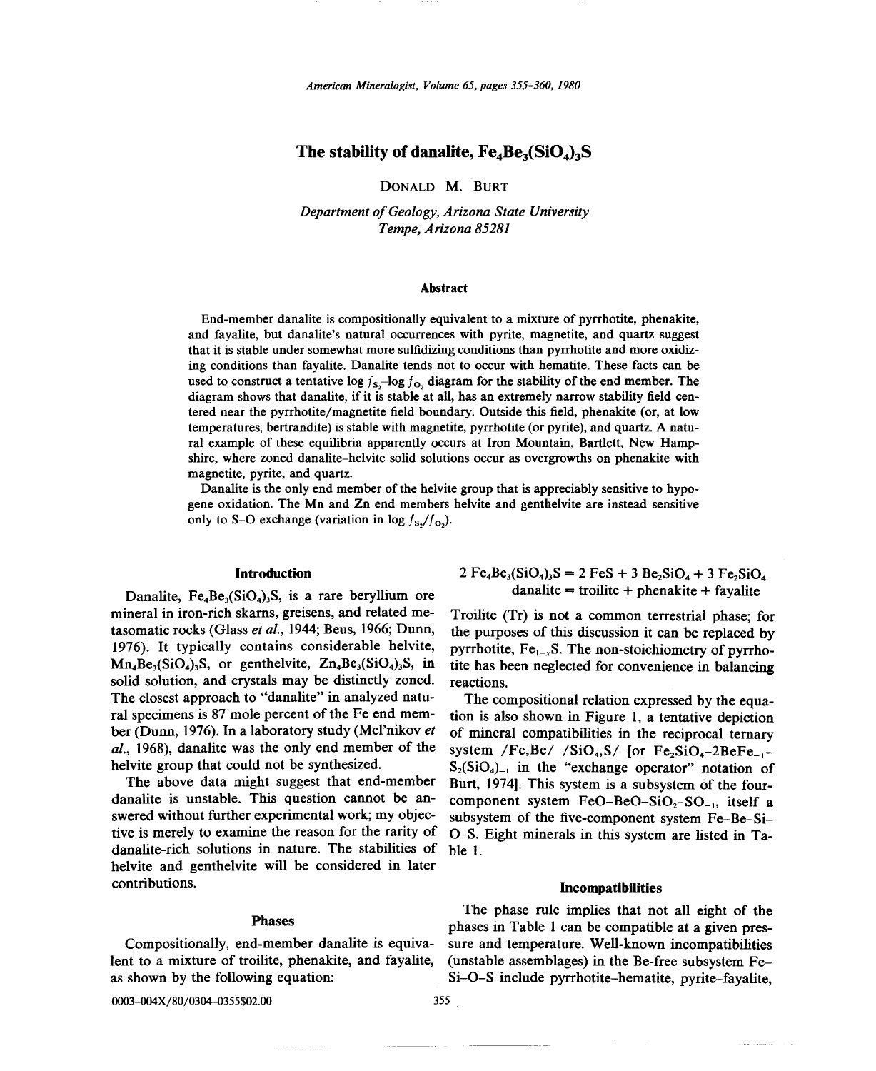# The stability of danalite, $Fe_4Be_3(SiO_4)_3S$

DONALD M. BURT

*Department of Geology, Arizona State University*
*Tempe, Arizona 85281*

## Abstract

End-member danalite is compositionally equivalent to a mixture of pyrrhotite, phenakite, and fayalite, but danalite's natural occurrences with pyrite, magnetite, and quartz suggest that it is stable under somewhat more sulfidizing conditions than pyrrhotite and more oxidizing conditions than fayalite. Danalite tends not to occur with hematite. These facts can be used to construct a tentative $\log f_{S_2}$–$\log f_{O_2}$ diagram for the stability of the end member. The diagram shows that danalite, if it is stable at all, has an extremely narrow stability field centered near the pyrrhotite/magnetite field boundary. Outside this field, phenakite (or, at low temperatures, bertrandite) is stable with magnetite, pyrrhotite (or pyrite), and quartz. A natural example of these equilibria apparently occurs at Iron Mountain, Bartlett, New Hampshire, where zoned danalite–helvite solid solutions occur as overgrowths on phenakite with magnetite, pyrite, and quartz.

Danalite is the only end member of the helvite group that is appreciably sensitive to hypogene oxidation. The Mn and Zn end members helvite and genthelvite are instead sensitive only to S–O exchange (variation in $\log f_{S_2}/f_{O_2}$).

## Introduction

Danalite, $Fe_4Be_3(SiO_4)_3S$, is a rare beryllium ore mineral in iron-rich skarns, greisens, and related metasomatic rocks (Glass *et al.*, 1944; Beus, 1966; Dunn, 1976). It typically contains considerable helvite, $Mn_4Be_3(SiO_4)_3S$, or genthelvite, $Zn_4Be_3(SiO_4)_3S$, in solid solution, and crystals may be distinctly zoned. The closest approach to "danalite" in analyzed natural specimens is 87 mole percent of the Fe end member (Dunn, 1976). In a laboratory study (Mel'nikov *et al.*, 1968), danalite was the only end member of the helvite group that could not be synthesized.

The above data might suggest that end-member danalite is unstable. This question cannot be answered without further experimental work; my objective is merely to examine the reason for the rarity of danalite-rich solutions in nature. The stabilities of helvite and genthelvite will be considered in later contributions.

## Phases

Compositionally, end-member danalite is equivalent to a mixture of troilite, phenakite, and fayalite, as shown by the following equation:

$$2\ Fe_4Be_3(SiO_4)_3S = 2\ FeS + 3\ Be_2SiO_4 + 3\ Fe_2SiO_4$$
$$\text{danalite} = \text{troilite} + \text{phenakite} + \text{fayalite}$$

Troilite (Tr) is not a common terrestrial phase; for the purposes of this discussion it can be replaced by pyrrhotite, $Fe_{1-x}S$. The non-stoichiometry of pyrrhotite has been neglected for convenience in balancing reactions.

The compositional relation expressed by the equation is also shown in Figure 1, a tentative depiction of mineral compatibilities in the reciprocal ternary system /Fe,Be/ /$SiO_4$,S/ [or $Fe_2SiO_4$–$2BeFe_{-1}$–$S_2(SiO_4)_{-1}$ in the "exchange operator" notation of Burt, 1974]. This system is a subsystem of the four-component system $FeO$–$BeO$–$SiO_2$–$SO_{-1}$, itself a subsystem of the five-component system Fe–Be–Si–O–S. Eight minerals in this system are listed in Table 1.

## Incompatibilities

The phase rule implies that not all eight of the phases in Table 1 can be compatible at a given pressure and temperature. Well-known incompatibilities (unstable assemblages) in the Be-free subsystem Fe–Si–O–S include pyrrhotite–hematite, pyrite–fayalite,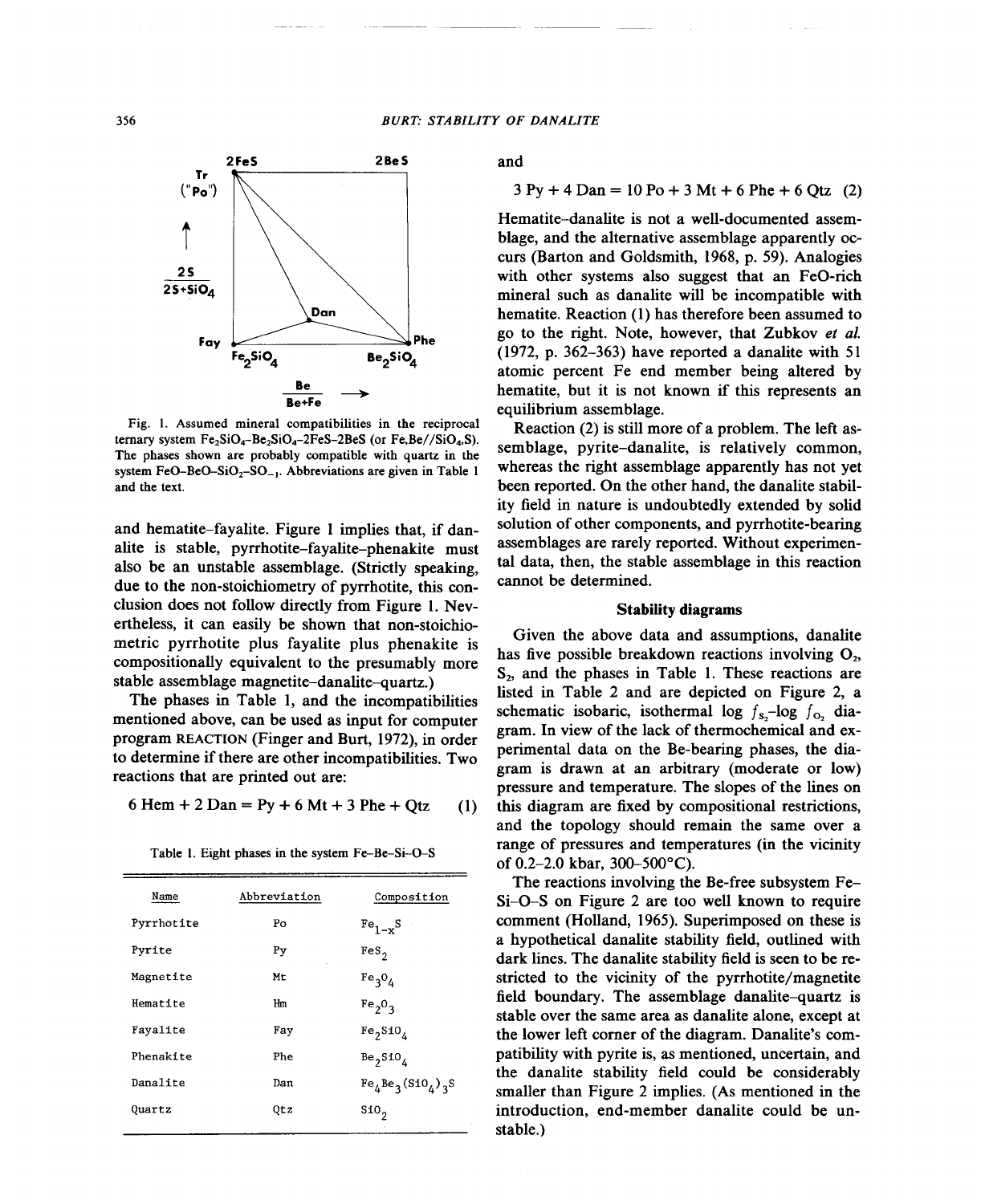Fig. 1. Assumed mineral compatibilities in the reciprocal ternary system $Fe_2SiO_4$–$Be_2SiO_4$–2FeS–2BeS (or Fe,Be//$SiO_4$,S). The phases shown are probably compatible with quartz in the system FeO–BeO–$SiO_2$–$SO_{-1}$. Abbreviations are given in Table 1 and the text.

and hematite–fayalite. Figure 1 implies that, if danalite is stable, pyrrhotite–fayalite–phenakite must also be an unstable assemblage. (Strictly speaking, due to the non-stoichiometry of pyrrhotite, this conclusion does not follow directly from Figure 1. Nevertheless, it can easily be shown that non-stoichiometric pyrrhotite plus fayalite plus phenakite is compositionally equivalent to the presumably more stable assemblage magnetite–danalite–quartz.)

The phases in Table 1, and the incompatibilities mentioned above, can be used as input for computer program REACTION (Finger and Burt, 1972), in order to determine if there are other incompatibilities. Two reactions that are printed out are:

$$6\ \text{Hem} + 2\ \text{Dan} = \text{Py} + 6\ \text{Mt} + 3\ \text{Phe} + \text{Qtz} \quad (1)$$

Table 1. Eight phases in the system Fe–Be–Si–O–S

| Name | Abbreviation | Composition |
|---|---|---|
| Pyrrhotite | Po | $Fe_{1-x}S$ |
| Pyrite | Py | $FeS_2$ |
| Magnetite | Mt | $Fe_3O_4$ |
| Hematite | Hm | $Fe_2O_3$ |
| Fayalite | Fay | $Fe_2SiO_4$ |
| Phenakite | Phe | $Be_2SiO_4$ |
| Danalite | Dan | $Fe_4Be_3(SiO_4)_3S$ |
| Quartz | Qtz | $SiO_2$ |

and

$$3\ \text{Py} + 4\ \text{Dan} = 10\ \text{Po} + 3\ \text{Mt} + 6\ \text{Phe} + 6\ \text{Qtz} \quad (2)$$

Hematite–danalite is not a well-documented assemblage, and the alternative assemblage apparently occurs (Barton and Goldsmith, 1968, p. 59). Analogies with other systems also suggest that an FeO-rich mineral such as danalite will be incompatible with hematite. Reaction (1) has therefore been assumed to go to the right. Note, however, that Zubkov *et al.* (1972, p. 362–363) have reported a danalite with 51 atomic percent Fe end member being altered by hematite, but it is not known if this represents an equilibrium assemblage.

Reaction (2) is still more of a problem. The left assemblage, pyrite–danalite, is relatively common, whereas the right assemblage apparently has not yet been reported. On the other hand, the danalite stability field in nature is undoubtedly extended by solid solution of other components, and pyrrhotite-bearing assemblages are rarely reported. Without experimental data, then, the stable assemblage in this reaction cannot be determined.

## Stability diagrams

Given the above data and assumptions, danalite has five possible breakdown reactions involving $O_2$, $S_2$, and the phases in Table 1. These reactions are listed in Table 2 and are depicted on Figure 2, a schematic isobaric, isothermal $\log f_{S_2}$–$\log f_{O_2}$ diagram. In view of the lack of thermochemical and experimental data on the Be-bearing phases, the diagram is drawn at an arbitrary (moderate or low) pressure and temperature. The slopes of the lines on this diagram are fixed by compositional restrictions, and the topology should remain the same over a range of pressures and temperatures (in the vicinity of 0.2–2.0 kbar, 300–500°C).

The reactions involving the Be-free subsystem Fe–Si–O–S on Figure 2 are too well known to require comment (Holland, 1965). Superimposed on these is a hypothetical danalite stability field, outlined with dark lines. The danalite stability field is seen to be restricted to the vicinity of the pyrrhotite/magnetite field boundary. The assemblage danalite–quartz is stable over the same area as danalite alone, except at the lower left corner of the diagram. Danalite's compatibility with pyrite is, as mentioned, uncertain, and the danalite stability field could be considerably smaller than Figure 2 implies. (As mentioned in the introduction, end-member danalite could be unstable.)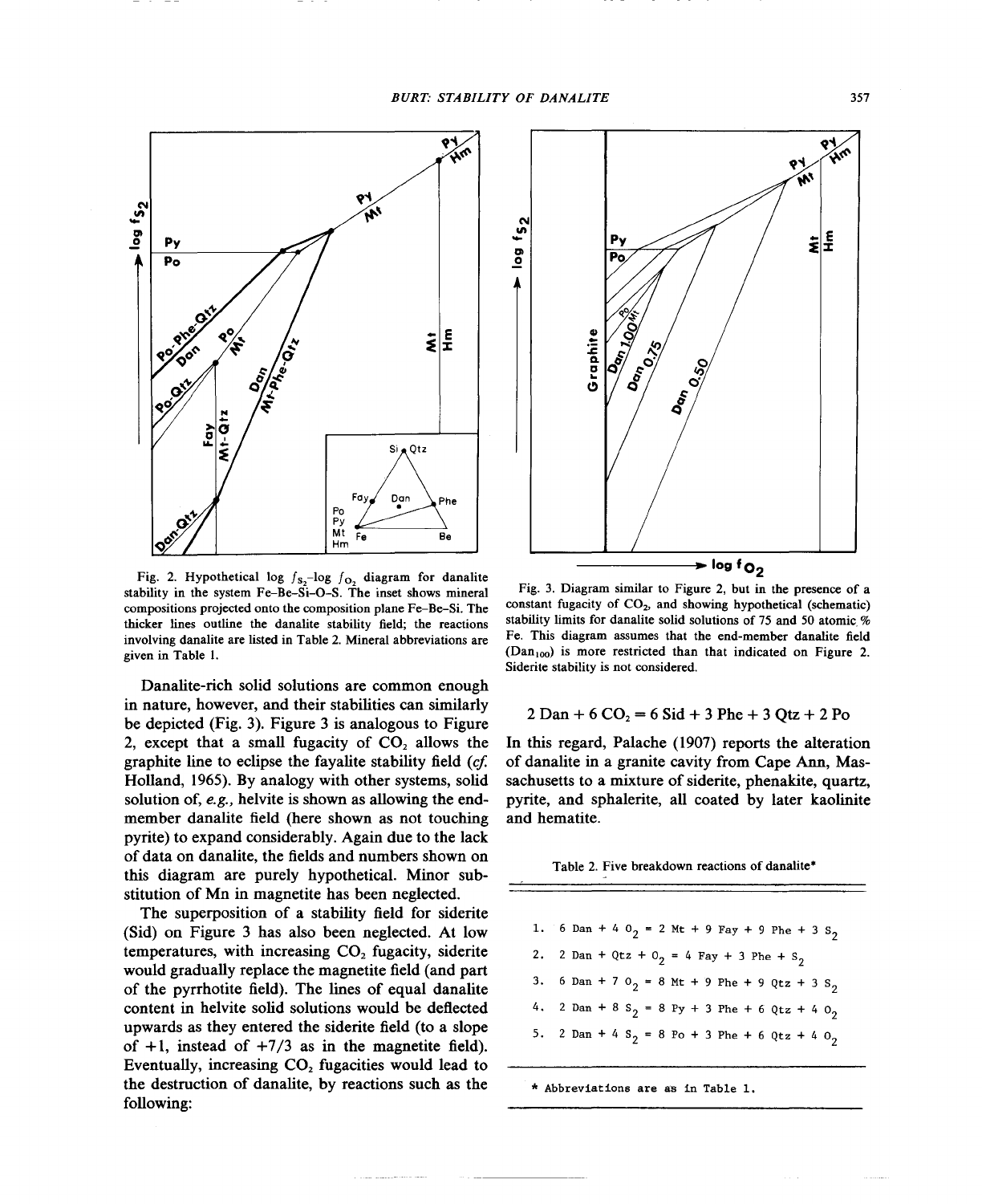Fig. 2. Hypothetical log $f_{S_2}$–log $f_{O_2}$ diagram for danalite stability in the system Fe–Be–Si–O–S. The inset shows mineral compositions projected onto the composition plane Fe–Be–Si. The thicker lines outline the danalite stability field; the reactions involving danalite are listed in Table 2. Mineral abbreviations are given in Table 1.

Fig. 3. Diagram similar to Figure 2, but in the presence of a constant fugacity of $CO_2$, and showing hypothetical (schematic) stability limits for danalite solid solutions of 75 and 50 atomic % Fe. This diagram assumes that the end-member danalite field ($Dan_{100}$) is more restricted than that indicated on Figure 2. Siderite stability is not considered.

Danalite-rich solid solutions are common enough in nature, however, and their stabilities can similarly be depicted (Fig. 3). Figure 3 is analogous to Figure 2, except that a small fugacity of $CO_2$ allows the graphite line to eclipse the fayalite stability field (*cf.* Holland, 1965). By analogy with other systems, solid solution of, *e.g.*, helvite is shown as allowing the end-member danalite field (here shown as not touching pyrite) to expand considerably. Again due to the lack of data on danalite, the fields and numbers shown on this diagram are purely hypothetical. Minor substitution of Mn in magnetite has been neglected.

The superposition of a stability field for siderite (Sid) on Figure 3 has also been neglected. At low temperatures, with increasing $CO_2$ fugacity, siderite would gradually replace the magnetite field (and part of the pyrrhotite field). The lines of equal danalite content in helvite solid solutions would be deflected upwards as they entered the siderite field (to a slope of +1, instead of +7/3 as in the magnetite field). Eventually, increasing $CO_2$ fugacities would lead to the destruction of danalite, by reactions such as the following:

$$2\ \text{Dan} + 6\ CO_2 = 6\ \text{Sid} + 3\ \text{Phe} + 3\ \text{Qtz} + 2\ \text{Po}$$

In this regard, Palache (1907) reports the alteration of danalite in a granite cavity from Cape Ann, Massachusetts to a mixture of siderite, phenakite, quartz, pyrite, and sphalerite, all coated by later kaolinite and hematite.

Table 2. Five breakdown reactions of danalite*

| | Reaction |
|---|---|
| 1. | $6\ \text{Dan} + 4\ O_2 = 2\ \text{Mt} + 9\ \text{Fay} + 9\ \text{Phe} + 3\ S_2$ |
| 2. | $2\ \text{Dan} + \text{Qtz} + O_2 = 4\ \text{Fay} + 3\ \text{Phe} + S_2$ |
| 3. | $6\ \text{Dan} + 7\ O_2 = 8\ \text{Mt} + 9\ \text{Phe} + 9\ \text{Qtz} + 3\ S_2$ |
| 4. | $2\ \text{Dan} + 8\ S_2 = 8\ \text{Py} + 3\ \text{Phe} + 6\ \text{Qtz} + 4\ O_2$ |
| 5. | $2\ \text{Dan} + 4\ S_2 = 8\ \text{Po} + 3\ \text{Phe} + 6\ \text{Qtz} + 4\ O_2$ |

\* Abbreviations are as in Table 1.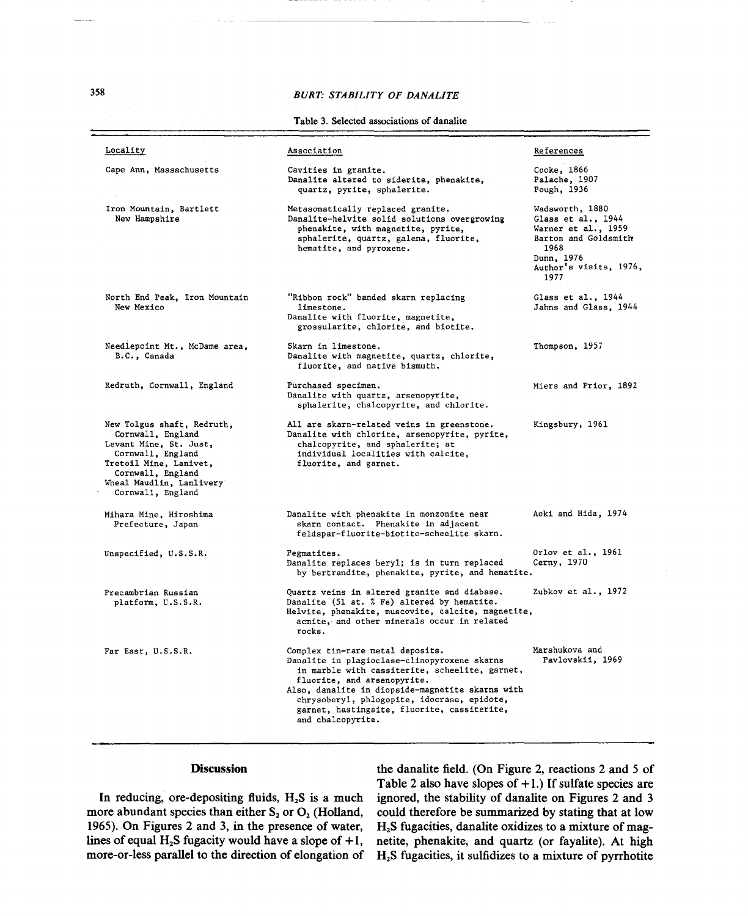Table 3. Selected associations of danalite

| Locality | Association | References |
|---|---|---|
| Cape Ann, Massachusetts | Cavities in granite. Danalite altered to siderite, phenakite, quartz, pyrite, sphalerite. | Cooke, 1866; Palache, 1907; Pough, 1936 |
| Iron Mountain, Bartlett New Hampshire | Metasomatically replaced granite. Danalite-helvite solid solutions overgrowing phenakite, with magnetite, pyrite, sphalerite, quartz, galena, fluorite, hematite, and pyroxene. | Wadsworth, 1880; Glass et al., 1944; Warner et al., 1959; Barton and Goldsmith 1968; Dunn, 1976; Author's visits, 1976, 1977 |
| North End Peak, Iron Mountain New Mexico | "Ribbon rock" banded skarn replacing limestone. Danalite with fluorite, magnetite, grossularite, chlorite, and biotite. | Glass et al., 1944; Jahns and Glass, 1944 |
| Needlepoint Mt., McDame area, B.C., Canada | Skarn in limestone. Danalite with magnetite, quartz, chlorite, fluorite, and native bismuth. | Thompson, 1957 |
| Redruth, Cornwall, England | Purchased specimen. Danalite with quartz, arsenopyrite, sphalerite, chalcopyrite, and chlorite. | Miers and Prior, 1892 |
| New Tolgus shaft, Redruth, Cornwall, England; Levant Mine, St. Just, Cornwall, England; Tretoil Mine, Lanivet, Cornwall, England; Wheal Maudlin, Lanlivery Cornwall, England | All are skarn-related veins in greenstone. Danalite with chlorite, arsenopyrite, pyrite, chalcopyrite, and sphalerite; at individual localities with calcite, fluorite, and garnet. | Kingsbury, 1961 |
| Mihara Mine, Hiroshima Prefecture, Japan | Danalite with phenakite in monzonite near skarn contact. Phenakite in adjacent feldspar-fluorite-biotite-scheelite skarn. | Aoki and Hida, 1974 |
| Unspecified, U.S.S.R. | Pegmatites. Danalite replaces beryl; is in turn replaced by bertrandite, phenakite, pyrite, and hematite. | Orlov et al., 1961; Cerny, 1970 |
| Precambrian Russian platform, U.S.S.R. | Quartz veins in altered granite and diabase. Danalite (51 at. % Fe) altered by hematite. Helvite, phenakite, muscovite, calcite, magnetite, acmite, and other minerals occur in related rocks. | Zubkov et al., 1972 |
| Far East, U.S.S.R. | Complex tin-rare metal deposits. Danalite in plagioclase-clinopyroxene skarns in marble with cassiterite, scheelite, garnet, fluorite, and arsenopyrite. Also, danalite in diopside-magnetite skarns with chrysoberyl, phlogopite, idocrase, epidote, garnet, hastingsite, fluorite, cassiterite, and chalcopyrite. | Marshukova and Pavlovskii, 1969 |

## Discussion

In reducing, ore-depositing fluids, $H_2S$ is a much more abundant species than either $S_2$ or $O_2$ (Holland, 1965). On Figures 2 and 3, in the presence of water, lines of equal $H_2S$ fugacity would have a slope of +1, more-or-less parallel to the direction of elongation of the danalite field. (On Figure 2, reactions 2 and 5 of Table 2 also have slopes of +1.) If sulfate species are ignored, the stability of danalite on Figures 2 and 3 could therefore be summarized by stating that at low $H_2S$ fugacities, danalite oxidizes to a mixture of magnetite, phenakite, and quartz (or fayalite). At high $H_2S$ fugacities, it sulfidizes to a mixture of pyrrhotite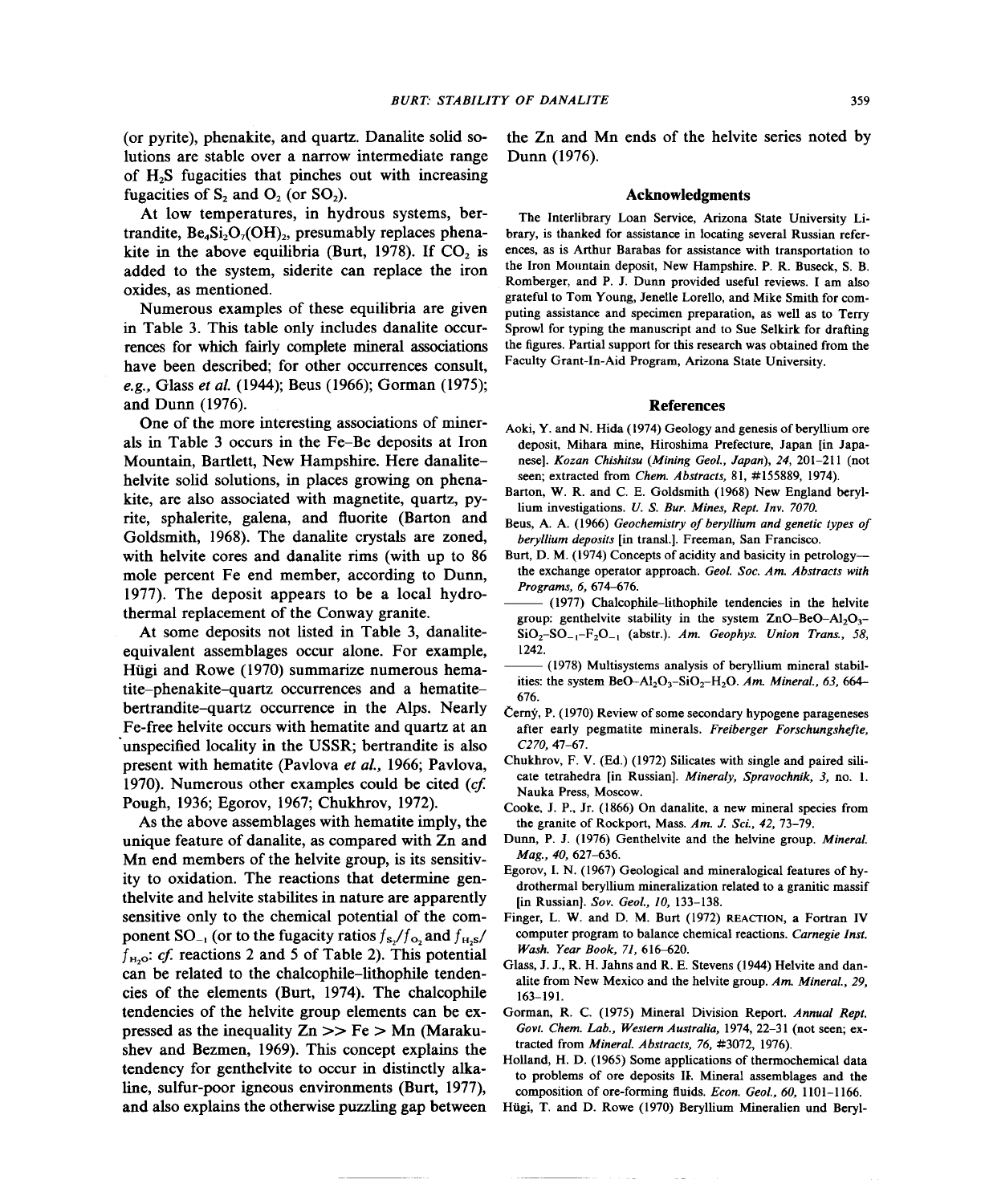(or pyrite), phenakite, and quartz. Danalite solid solutions are stable over a narrow intermediate range of $H_2S$ fugacities that pinches out with increasing fugacities of $S_2$ and $O_2$ (or $SO_2$).

At low temperatures, in hydrous systems, bertrandite, $Be_4Si_2O_7(OH)_2$, presumably replaces phenakite in the above equilibria (Burt, 1978). If $CO_2$ is added to the system, siderite can replace the iron oxides, as mentioned.

Numerous examples of these equilibria are given in Table 3. This table only includes danalite occurrences for which fairly complete mineral associations have been described; for other occurrences consult, *e.g.*, Glass *et al.* (1944); Beus (1966); Gorman (1975); and Dunn (1976).

One of the more interesting associations of minerals in Table 3 occurs in the Fe–Be deposits at Iron Mountain, Bartlett, New Hampshire. Here danalite–helvite solid solutions, in places growing on phenakite, are also associated with magnetite, quartz, pyrite, sphalerite, galena, and fluorite (Barton and Goldsmith, 1968). The danalite crystals are zoned, with helvite cores and danalite rims (with up to 86 mole percent Fe end member, according to Dunn, 1977). The deposit appears to be a local hydrothermal replacement of the Conway granite.

At some deposits not listed in Table 3, danalite-equivalent assemblages occur alone. For example, Hügi and Rowe (1970) summarize numerous hematite–phenakite–quartz occurrences and a hematite–bertrandite–quartz occurrence in the Alps. Nearly Fe-free helvite occurs with hematite and quartz at an unspecified locality in the USSR; bertrandite is also present with hematite (Pavlova *et al.*, 1966; Pavlova, 1970). Numerous other examples could be cited (*cf.* Pough, 1936; Egorov, 1967; Chukhrov, 1972).

As the above assemblages with hematite imply, the unique feature of danalite, as compared with Zn and Mn end members of the helvite group, is its sensitivity to oxidation. The reactions that determine genthelvite and helvite stabilites in nature are apparently sensitive only to the chemical potential of the component $SO_{-1}$ (or to the fugacity ratios $f_{S_2}/f_{O_2}$ and $f_{H_2S}/f_{H_2O}$: *cf.* reactions 2 and 5 of Table 2). This potential can be related to the chalcophile–lithophile tendencies of the elements (Burt, 1974). The chalcophile tendencies of the helvite group elements can be expressed as the inequality Zn >> Fe > Mn (Marakushev and Bezmen, 1969). This concept explains the tendency for genthelvite to occur in distinctly alkaline, sulfur-poor igneous environments (Burt, 1977), and also explains the otherwise puzzling gap between the Zn and Mn ends of the helvite series noted by Dunn (1976).

## Acknowledgments

The Interlibrary Loan Service, Arizona State University Library, is thanked for assistance in locating several Russian references, as is Arthur Barabas for assistance with transportation to the Iron Mountain deposit, New Hampshire. P. R. Buseck, S. B. Romberger, and P. J. Dunn provided useful reviews. I am also grateful to Tom Young, Jenelle Lorello, and Mike Smith for computing assistance and specimen preparation, as well as to Terry Sprowl for typing the manuscript and to Sue Selkirk for drafting the figures. Partial support for this research was obtained from the Faculty Grant-In-Aid Program, Arizona State University.

## References

Aoki, Y. and N. Hida (1974) Geology and genesis of beryllium ore deposit, Mihara mine, Hiroshima Prefecture, Japan [in Japanese]. *Kozan Chishitsu* (*Mining Geol., Japan*), *24*, 201–211 (not seen; extracted from *Chem. Abstracts*, 81, #155889, 1974).

Barton, W. R. and C. E. Goldsmith (1968) New England beryllium investigations. *U. S. Bur. Mines, Rept. Inv. 7070.*

Beus, A. A. (1966) *Geochemistry of beryllium and genetic types of beryllium deposits* [in transl.]. Freeman, San Francisco.

Burt, D. M. (1974) Concepts of acidity and basicity in petrology—the exchange operator approach. *Geol. Soc. Am. Abstracts with Programs, 6*, 674–676.

——— (1977) Chalcophile–lithophile tendencies in the helvite group: genthelvite stability in the system $ZnO–BeO–Al_2O_3–SiO_2–SO_{-1}–F_2O_{-1}$ (abstr.). *Am. Geophys. Union Trans., 58*, 1242.

——— (1978) Multisystems analysis of beryllium mineral stabilities: the system $BeO–Al_2O_3–SiO_2–H_2O$. *Am. Mineral., 63*, 664–676.

Černý, P. (1970) Review of some secondary hypogene parageneses after early pegmatite minerals. *Freiberger Forschungshefte, C270*, 47–67.

Chukhrov, F. V. (Ed.) (1972) Silicates with single and paired silicate tetrahedra [in Russian]. *Mineraly, Spravochnik, 3*, no. 1. Nauka Press, Moscow.

Cooke, J. P., Jr. (1866) On danalite, a new mineral species from the granite of Rockport, Mass. *Am. J. Sci., 42*, 73–79.

Dunn, P. J. (1976) Genthelvite and the helvine group. *Mineral. Mag., 40*, 627–636.

Egorov, I. N. (1967) Geological and mineralogical features of hydrothermal beryllium mineralization related to a granitic massif [in Russian]. *Sov. Geol., 10*, 133–138.

Finger, L. W. and D. M. Burt (1972) REACTION, a Fortran IV computer program to balance chemical reactions. *Carnegie Inst. Wash. Year Book, 71*, 616–620.

Glass, J. J., R. H. Jahns and R. E. Stevens (1944) Helvite and danalite from New Mexico and the helvite group. *Am. Mineral., 29*, 163–191.

Gorman, R. C. (1975) Mineral Division Report. *Annual Rept. Govt. Chem. Lab., Western Australia*, 1974, 22–31 (not seen; extracted from *Mineral. Abstracts, 76*, #3072, 1976).

Holland, H. D. (1965) Some applications of thermochemical data to problems of ore deposits II. Mineral assemblages and the composition of ore-forming fluids. *Econ. Geol., 60*, 1101–1166.

Hügi, T. and D. Rowe (1970) Beryllium Mineralien und Beryl-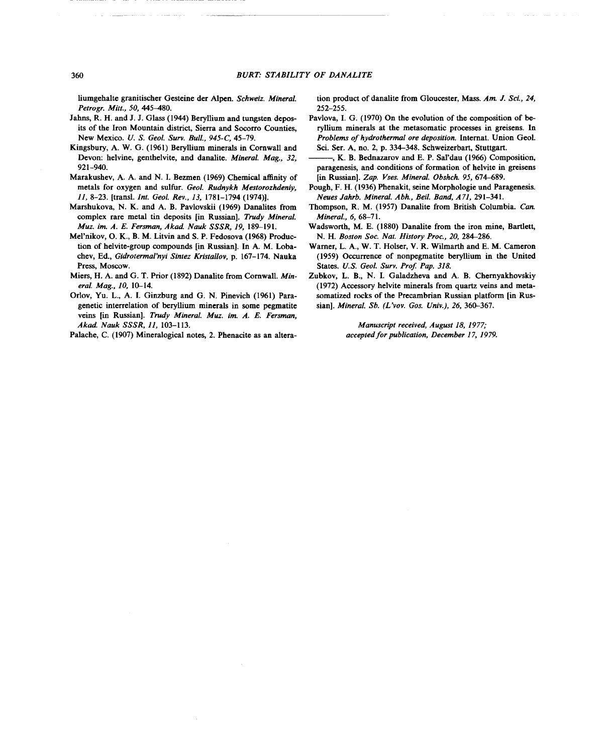liumgehalte granitischer Gesteine der Alpen. *Schweiz. Mineral. Petrogr. Mitt., 50,* 445–480.

Jahns, R. H. and J. J. Glass (1944) Beryllium and tungsten deposits of the Iron Mountain district, Sierra and Socorro Counties, New Mexico. *U. S. Geol. Surv. Bull., 945-C,* 45–79.

Kingsbury, A. W. G. (1961) Beryllium minerals in Cornwall and Devon: helvine, genthelvite, and danalite. *Mineral. Mag., 32,* 921–940.

Marakushev, A. A. and N. I. Bezmen (1969) Chemical affinity of metals for oxygen and sulfur. *Geol. Rudnykh Mestorozhdeniy, 11,* 8–23. [transl. *Int. Geol. Rev., 13,* 1781–1794 (1974)].

Marshukova, N. K. and A. B. Pavlovskii (1969) Danalites from complex rare metal tin deposits [in Russian]. *Trudy Mineral. Muz. im. A. E. Fersman, Akad. Nauk SSSR, 19,* 189–191.

Mel'nikov, O. K., B. M. Litvin and S. P. Fedosova (1968) Production of helvite-group compounds [in Russian]. In A. M. Lobachev, Ed., *Gidrotermal'nyi Sintez Kristallov,* p. 167–174. Nauka Press, Moscow.

Miers, H. A. and G. T. Prior (1892) Danalite from Cornwall. *Mineral. Mag., 10,* 10–14.

Orlov, Yu. L., A. I. Ginzburg and G. N. Pinevich (1961) Paragenetic interrelation of beryllium minerals in some pegmatite veins [in Russian]. *Trudy Mineral. Muz. im. A. E. Fersman, Akad. Nauk SSSR, 11,* 103–113.

Palache, C. (1907) Mineralogical notes, 2. Phenacite as an alteration product of danalite from Gloucester, Mass. *Am. J. Sci., 24,* 252–255.

Pavlova, I. G. (1970) On the evolution of the composition of beryllium minerals at the metasomatic processes in greisens. In *Problems of hydrothermal ore deposition.* Internat. Union Geol. Sci. Ser. A, no. 2, p. 334–348. Schweizerbart, Stuttgart.

———, K. B. Bednazarov and E. P. Sal'dau (1966) Composition, paragenesis, and conditions of formation of helvite in greisens [in Russian]. *Zap. Vses. Mineral. Obshch. 95,* 674–689.

Pough, F. H. (1936) Phenakit, seine Morphologie und Paragenesis. *Neues Jahrb. Mineral. Abh., Beil. Band, A71,* 291–341.

Thompson, R. M. (1957) Danalite from British Columbia. *Can. Mineral., 6,* 68–71.

Wadsworth, M. E. (1880) Danalite from the iron mine, Bartlett, N. H. *Boston Soc. Nat. History Proc., 20,* 284–286.

Warner, L. A., W. T. Holser, V. R. Wilmarth and E. M. Cameron (1959) Occurrence of nonpegmatite beryllium in the United States. *U.S. Geol. Surv. Prof. Pap. 318.*

Zubkov, L. B., N. I. Galadzheva and A. B. Chernyakhovskiy (1972) Accessory helvite minerals from quartz veins and metasomatized rocks of the Precambrian Russian platform [in Russian]. *Mineral. Sb. (L'vov. Gos. Univ.), 26,* 360–367.

*Manuscript received, August 18, 1977;*
*accepted for publication, December 17, 1979.*